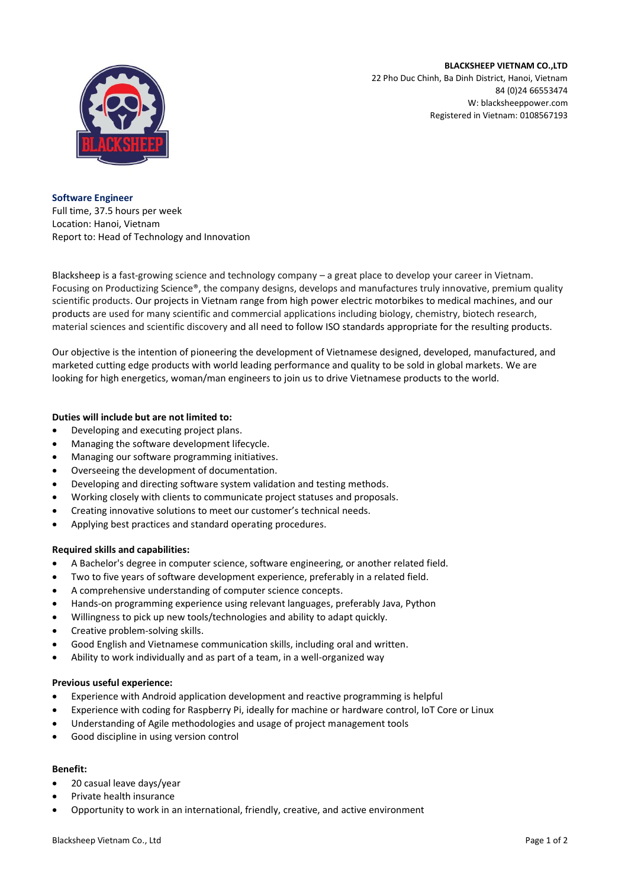**BLACKSHEEP VIETNAM CO.,LTD**
22 Pho Duc Chinh, Ba Dinh District, Hanoi, Vietnam
84 (0)24 66553474
W: blacksheeppower.com
Registered in Vietnam: 0108567193

## Software Engineer

Full time, 37.5 hours per week
Location: Hanoi, Vietnam
Report to: Head of Technology and Innovation

Blacksheep is a fast-growing science and technology company – a great place to develop your career in Vietnam. Focusing on Productizing Science®, the company designs, develops and manufactures truly innovative, premium quality scientific products. Our projects in Vietnam range from high power electric motorbikes to medical machines, and our products are used for many scientific and commercial applications including biology, chemistry, biotech research, material sciences and scientific discovery and all need to follow ISO standards appropriate for the resulting products.

Our objective is the intention of pioneering the development of Vietnamese designed, developed, manufactured, and marketed cutting edge products with world leading performance and quality to be sold in global markets. We are looking for high energetics, woman/man engineers to join us to drive Vietnamese products to the world.

**Duties will include but are not limited to:**

- Developing and executing project plans.
- Managing the software development lifecycle.
- Managing our software programming initiatives.
- Overseeing the development of documentation.
- Developing and directing software system validation and testing methods.
- Working closely with clients to communicate project statuses and proposals.
- Creating innovative solutions to meet our customer's technical needs.
- Applying best practices and standard operating procedures.

**Required skills and capabilities:**

- A Bachelor's degree in computer science, software engineering, or another related field.
- Two to five years of software development experience, preferably in a related field.
- A comprehensive understanding of computer science concepts.
- Hands-on programming experience using relevant languages, preferably Java, Python
- Willingness to pick up new tools/technologies and ability to adapt quickly.
- Creative problem-solving skills.
- Good English and Vietnamese communication skills, including oral and written.
- Ability to work individually and as part of a team, in a well-organized way

**Previous useful experience:**

- Experience with Android application development and reactive programming is helpful
- Experience with coding for Raspberry Pi, ideally for machine or hardware control, IoT Core or Linux
- Understanding of Agile methodologies and usage of project management tools
- Good discipline in using version control

**Benefit:**

- 20 casual leave days/year
- Private health insurance
- Opportunity to work in an international, friendly, creative, and active environment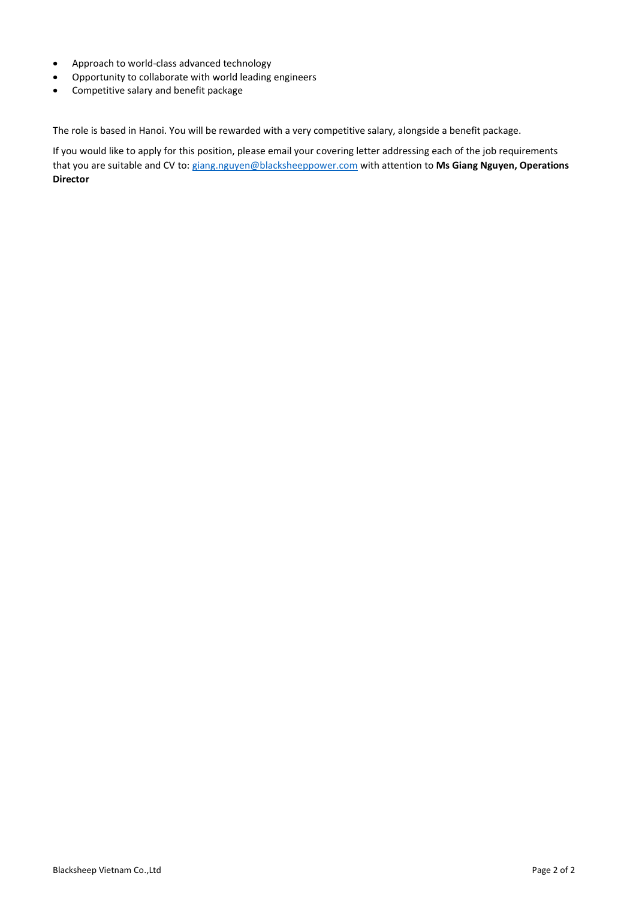- Approach to world-class advanced technology
- Opportunity to collaborate with world leading engineers
- Competitive salary and benefit package

The role is based in Hanoi. You will be rewarded with a very competitive salary, alongside a benefit package.

If you would like to apply for this position, please email your covering letter addressing each of the job requirements that you are suitable and CV to: giang.nguyen@blacksheeppower.com with attention to **Ms Giang Nguyen, Operations Director**